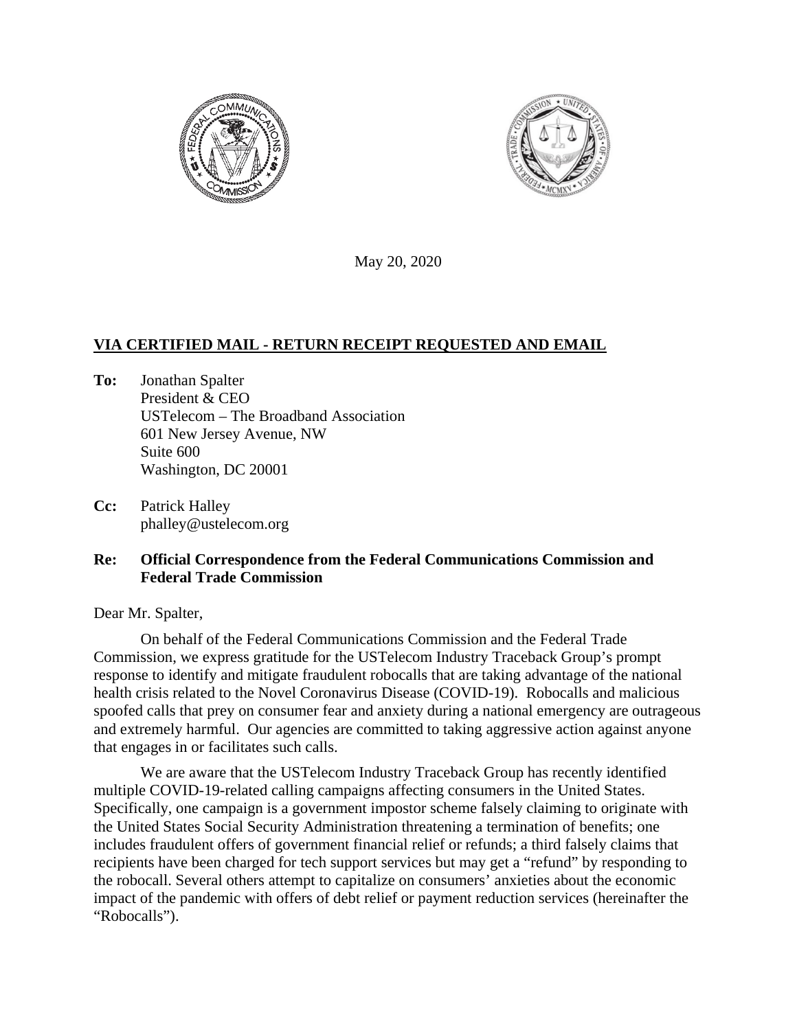May 20, 2020

**VIA CERTIFIED MAIL - RETURN RECEIPT REQUESTED AND EMAIL**

**To:** Jonathan Spalter
President & CEO
USTelecom – The Broadband Association
601 New Jersey Avenue, NW
Suite 600
Washington, DC 20001

**Cc:** Patrick Halley
phalley@ustelecom.org

**Re: Official Correspondence from the Federal Communications Commission and Federal Trade Commission**

Dear Mr. Spalter,

On behalf of the Federal Communications Commission and the Federal Trade Commission, we express gratitude for the USTelecom Industry Traceback Group's prompt response to identify and mitigate fraudulent robocalls that are taking advantage of the national health crisis related to the Novel Coronavirus Disease (COVID-19). Robocalls and malicious spoofed calls that prey on consumer fear and anxiety during a national emergency are outrageous and extremely harmful. Our agencies are committed to taking aggressive action against anyone that engages in or facilitates such calls.

We are aware that the USTelecom Industry Traceback Group has recently identified multiple COVID-19-related calling campaigns affecting consumers in the United States. Specifically, one campaign is a government impostor scheme falsely claiming to originate with the United States Social Security Administration threatening a termination of benefits; one includes fraudulent offers of government financial relief or refunds; a third falsely claims that recipients have been charged for tech support services but may get a "refund" by responding to the robocall. Several others attempt to capitalize on consumers' anxieties about the economic impact of the pandemic with offers of debt relief or payment reduction services (hereinafter the "Robocalls").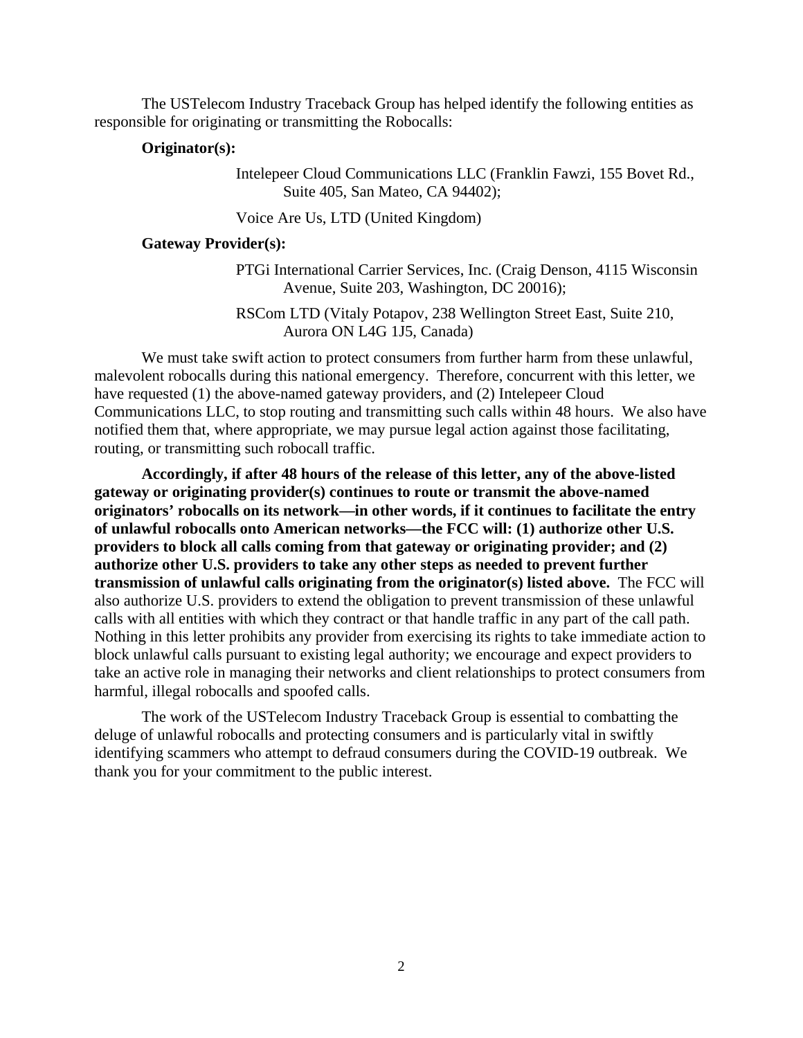The USTelecom Industry Traceback Group has helped identify the following entities as responsible for originating or transmitting the Robocalls:

**Originator(s):**

> Intelepeer Cloud Communications LLC (Franklin Fawzi, 155 Bovet Rd., Suite 405, San Mateo, CA 94402);
>
> Voice Are Us, LTD (United Kingdom)

**Gateway Provider(s):**

> PTGi International Carrier Services, Inc. (Craig Denson, 4115 Wisconsin Avenue, Suite 203, Washington, DC 20016);
>
> RSCom LTD (Vitaly Potapov, 238 Wellington Street East, Suite 210, Aurora ON L4G 1J5, Canada)

We must take swift action to protect consumers from further harm from these unlawful, malevolent robocalls during this national emergency. Therefore, concurrent with this letter, we have requested (1) the above-named gateway providers, and (2) Intelepeer Cloud Communications LLC, to stop routing and transmitting such calls within 48 hours. We also have notified them that, where appropriate, we may pursue legal action against those facilitating, routing, or transmitting such robocall traffic.

**Accordingly, if after 48 hours of the release of this letter, any of the above-listed gateway or originating provider(s) continues to route or transmit the above-named originators' robocalls on its network—in other words, if it continues to facilitate the entry of unlawful robocalls onto American networks—the FCC will: (1) authorize other U.S. providers to block all calls coming from that gateway or originating provider; and (2) authorize other U.S. providers to take any other steps as needed to prevent further transmission of unlawful calls originating from the originator(s) listed above.** The FCC will also authorize U.S. providers to extend the obligation to prevent transmission of these unlawful calls with all entities with which they contract or that handle traffic in any part of the call path. Nothing in this letter prohibits any provider from exercising its rights to take immediate action to block unlawful calls pursuant to existing legal authority; we encourage and expect providers to take an active role in managing their networks and client relationships to protect consumers from harmful, illegal robocalls and spoofed calls.

The work of the USTelecom Industry Traceback Group is essential to combatting the deluge of unlawful robocalls and protecting consumers and is particularly vital in swiftly identifying scammers who attempt to defraud consumers during the COVID-19 outbreak. We thank you for your commitment to the public interest.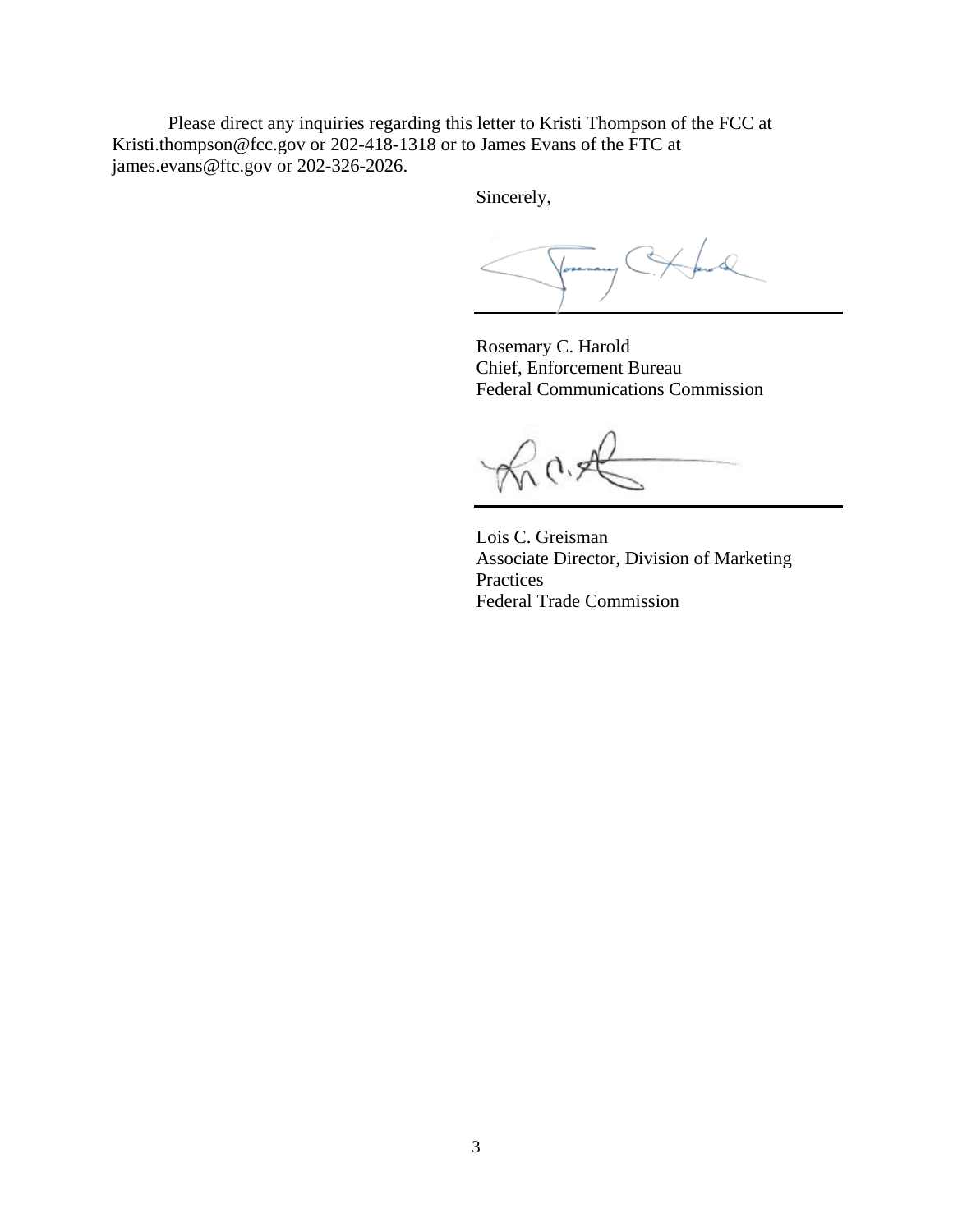Please direct any inquiries regarding this letter to Kristi Thompson of the FCC at Kristi.thompson@fcc.gov or 202-418-1318 or to James Evans of the FTC at james.evans@ftc.gov or 202-326-2026.

Sincerely,

Rosemary C. Harold
Chief, Enforcement Bureau
Federal Communications Commission

Lois C. Greisman
Associate Director, Division of Marketing Practices
Federal Trade Commission